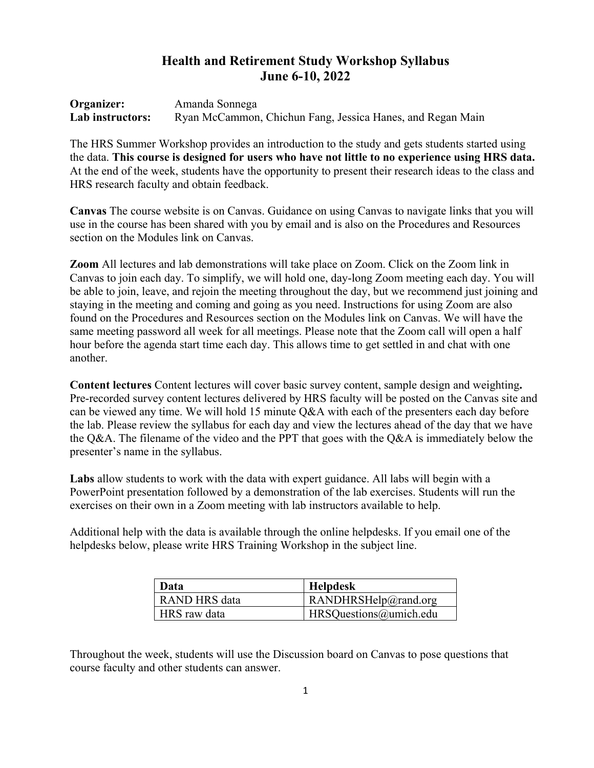# Health and Retirement Study Workshop Syllabus
# June 6-10, 2022

**Organizer:** Amanda Sonnega
**Lab instructors:** Ryan McCammon, Chichun Fang, Jessica Hanes, and Regan Main

The HRS Summer Workshop provides an introduction to the study and gets students started using the data. **This course is designed for users who have not little to no experience using HRS data.** At the end of the week, students have the opportunity to present their research ideas to the class and HRS research faculty and obtain feedback.

**Canvas** The course website is on Canvas. Guidance on using Canvas to navigate links that you will use in the course has been shared with you by email and is also on the Procedures and Resources section on the Modules link on Canvas.

**Zoom** All lectures and lab demonstrations will take place on Zoom. Click on the Zoom link in Canvas to join each day. To simplify, we will hold one, day-long Zoom meeting each day. You will be able to join, leave, and rejoin the meeting throughout the day, but we recommend just joining and staying in the meeting and coming and going as you need. Instructions for using Zoom are also found on the Procedures and Resources section on the Modules link on Canvas. We will have the same meeting password all week for all meetings. Please note that the Zoom call will open a half hour before the agenda start time each day. This allows time to get settled in and chat with one another.

**Content lectures** Content lectures will cover basic survey content, sample design and weighting**.** Pre-recorded survey content lectures delivered by HRS faculty will be posted on the Canvas site and can be viewed any time. We will hold 15 minute Q&A with each of the presenters each day before the lab. Please review the syllabus for each day and view the lectures ahead of the day that we have the Q&A. The filename of the video and the PPT that goes with the Q&A is immediately below the presenter's name in the syllabus.

**Labs** allow students to work with the data with expert guidance. All labs will begin with a PowerPoint presentation followed by a demonstration of the lab exercises. Students will run the exercises on their own in a Zoom meeting with lab instructors available to help.

Additional help with the data is available through the online helpdesks. If you email one of the helpdesks below, please write HRS Training Workshop in the subject line.

| Data | Helpdesk |
|---|---|
| RAND HRS data | RANDHRSHelp@rand.org |
| HRS raw data | HRSQuestions@umich.edu |

Throughout the week, students will use the Discussion board on Canvas to pose questions that course faculty and other students can answer.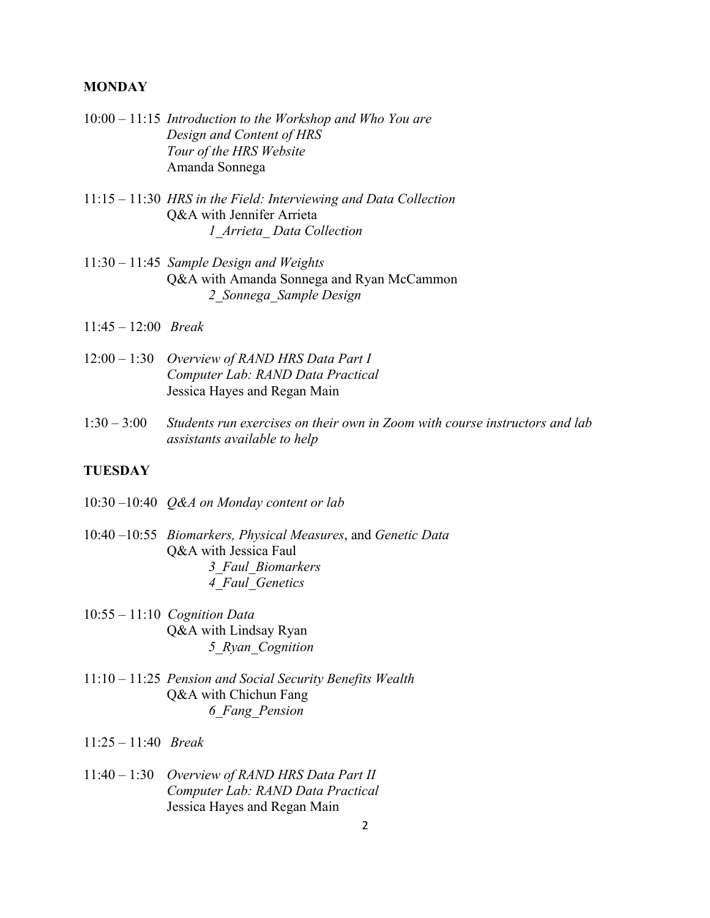**MONDAY**

10:00 – 11:15 *Introduction to the Workshop and Who You are*
*Design and Content of HRS*
*Tour of the HRS Website*
Amanda Sonnega

11:15 – 11:30 *HRS in the Field: Interviewing and Data Collection*
Q&A with Jennifer Arrieta
*1_Arrieta_ Data Collection*

11:30 – 11:45 *Sample Design and Weights*
Q&A with Amanda Sonnega and Ryan McCammon
*2_Sonnega_Sample Design*

11:45 – 12:00 *Break*

12:00 – 1:30 *Overview of RAND HRS Data Part I*
*Computer Lab: RAND Data Practical*
Jessica Hayes and Regan Main

1:30 – 3:00 *Students run exercises on their own in Zoom with course instructors and lab assistants available to help*

**TUESDAY**

10:30 –10:40 *Q&A on Monday content or lab*

10:40 –10:55 *Biomarkers, Physical Measures*, and *Genetic Data*
Q&A with Jessica Faul
*3_Faul_Biomarkers*
*4_Faul_Genetics*

10:55 – 11:10 *Cognition Data*
Q&A with Lindsay Ryan
*5_Ryan_Cognition*

11:10 – 11:25 *Pension and Social Security Benefits Wealth*
Q&A with Chichun Fang
*6_Fang_Pension*

11:25 – 11:40 *Break*

11:40 – 1:30 *Overview of RAND HRS Data Part II*
*Computer Lab: RAND Data Practical*
Jessica Hayes and Regan Main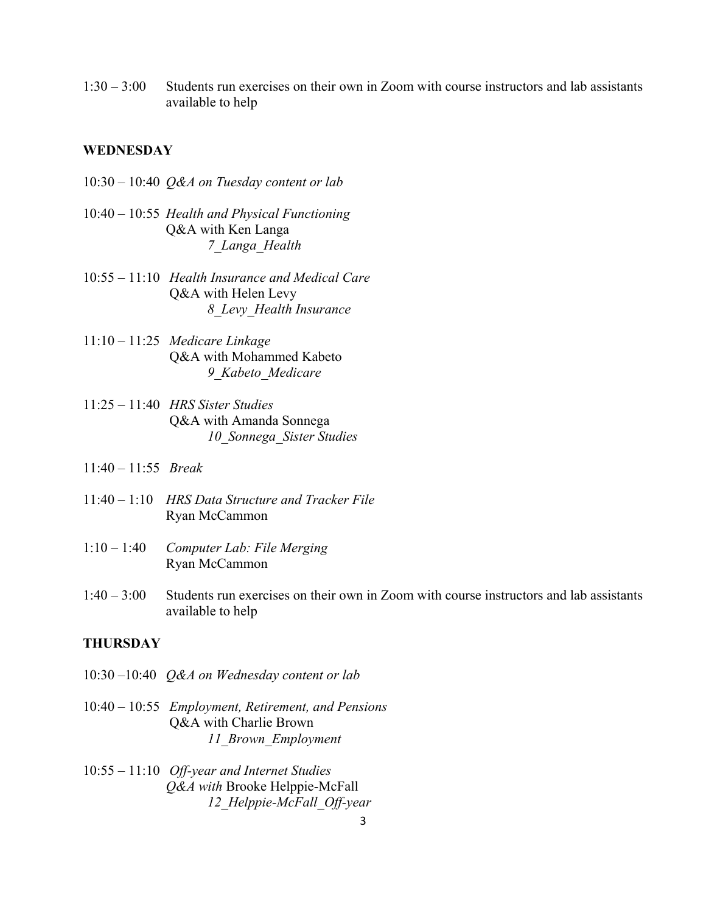1:30 – 3:00 Students run exercises on their own in Zoom with course instructors and lab assistants available to help

**WEDNESDAY**

10:30 – 10:40 *Q&A on Tuesday content or lab*

10:40 – 10:55 *Health and Physical Functioning*
Q&A with Ken Langa
*7_Langa_Health*

10:55 – 11:10 *Health Insurance and Medical Care*
Q&A with Helen Levy
*8_Levy_Health Insurance*

11:10 – 11:25 *Medicare Linkage*
Q&A with Mohammed Kabeto
*9_Kabeto_Medicare*

11:25 – 11:40 *HRS Sister Studies*
Q&A with Amanda Sonnega
*10_Sonnega_Sister Studies*

11:40 – 11:55 *Break*

11:40 – 1:10 *HRS Data Structure and Tracker File*
Ryan McCammon

1:10 – 1:40 *Computer Lab: File Merging*
Ryan McCammon

1:40 – 3:00 Students run exercises on their own in Zoom with course instructors and lab assistants available to help

**THURSDAY**

10:30 –10:40 *Q&A on Wednesday content or lab*

10:40 – 10:55 *Employment, Retirement, and Pensions*
Q&A with Charlie Brown
*11_Brown_Employment*

10:55 – 11:10 *Off-year and Internet Studies*
*Q&A with* Brooke Helppie-McFall
*12_Helppie-McFall_Off-year*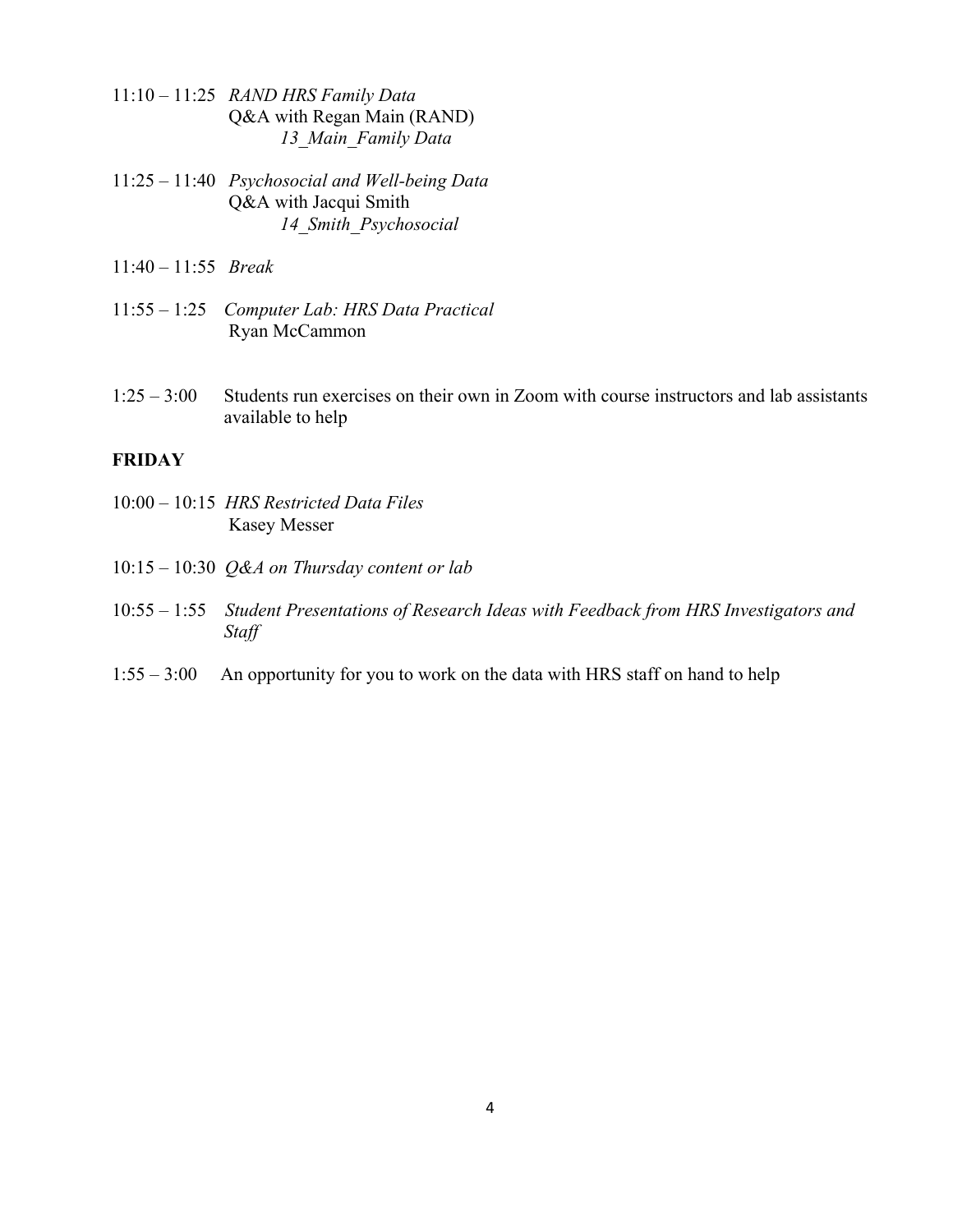11:10 – 11:25 *RAND HRS Family Data*
Q&A with Regan Main (RAND)
*13_Main_Family Data*

11:25 – 11:40 *Psychosocial and Well-being Data*
Q&A with Jacqui Smith
*14_Smith_Psychosocial*

11:40 – 11:55 *Break*

11:55 – 1:25 *Computer Lab: HRS Data Practical*
Ryan McCammon

1:25 – 3:00 Students run exercises on their own in Zoom with course instructors and lab assistants available to help

**FRIDAY**

10:00 – 10:15 *HRS Restricted Data Files*
Kasey Messer

10:15 – 10:30 *Q&A on Thursday content or lab*

10:55 – 1:55 *Student Presentations of Research Ideas with Feedback from HRS Investigators and Staff*

1:55 – 3:00 An opportunity for you to work on the data with HRS staff on hand to help